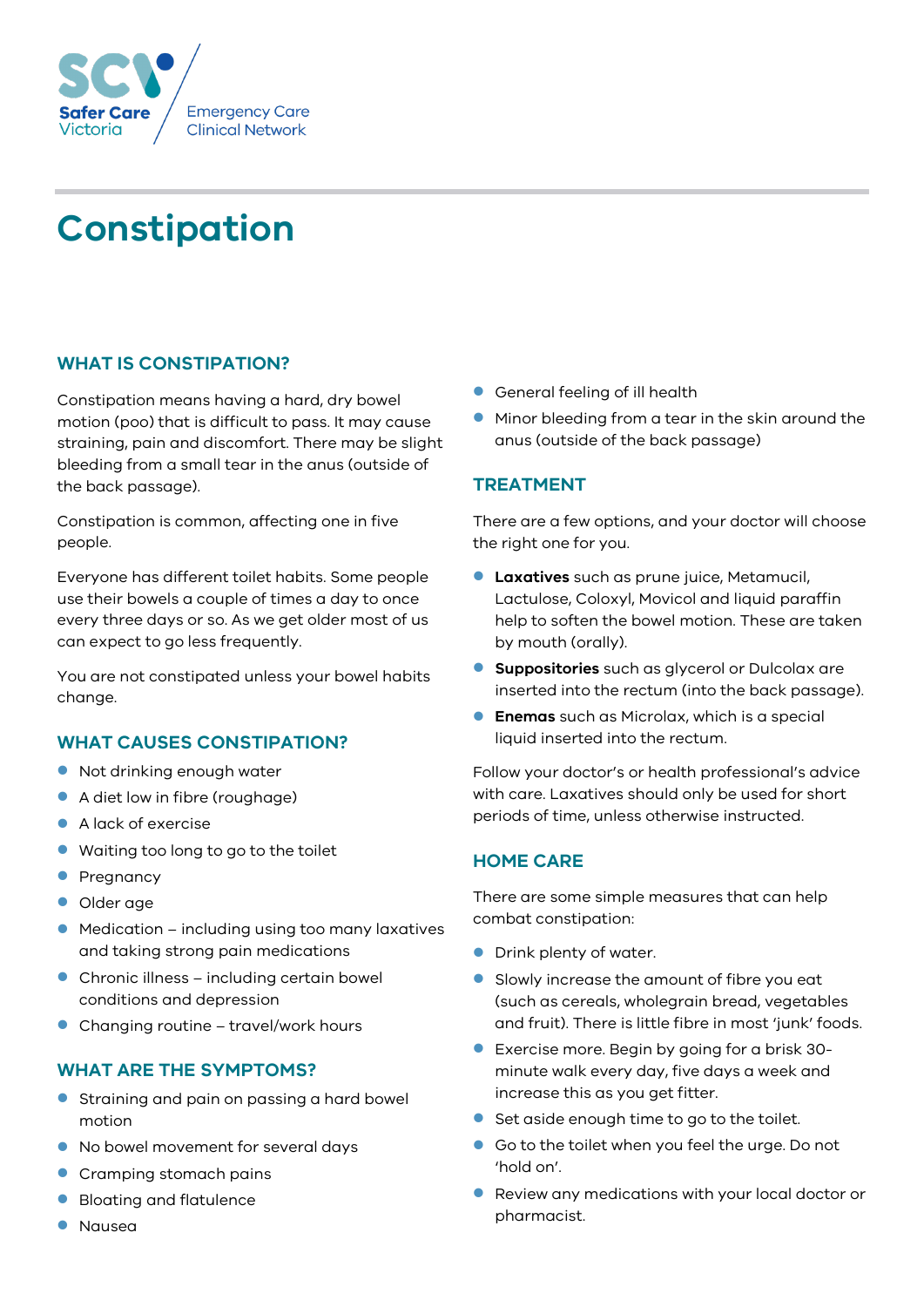Safer Care Victoria

Emergency Care Clinical Network

# Constipation

## WHAT IS CONSTIPATION?

Constipation means having a hard, dry bowel motion (poo) that is difficult to pass. It may cause straining, pain and discomfort. There may be slight bleeding from a small tear in the anus (outside of the back passage).

Constipation is common, affecting one in five people.

Everyone has different toilet habits. Some people use their bowels a couple of times a day to once every three days or so. As we get older most of us can expect to go less frequently.

You are not constipated unless your bowel habits change.

## WHAT CAUSES CONSTIPATION?

- Not drinking enough water
- A diet low in fibre (roughage)
- A lack of exercise
- Waiting too long to go to the toilet
- Pregnancy
- Older age
- Medication – including using too many laxatives and taking strong pain medications
- Chronic illness – including certain bowel conditions and depression
- Changing routine – travel/work hours

## WHAT ARE THE SYMPTOMS?

- Straining and pain on passing a hard bowel motion
- No bowel movement for several days
- Cramping stomach pains
- Bloating and flatulence
- Nausea
- General feeling of ill health
- Minor bleeding from a tear in the skin around the anus (outside of the back passage)

## TREATMENT

There are a few options, and your doctor will choose the right one for you.

- **Laxatives** such as prune juice, Metamucil, Lactulose, Coloxyl, Movicol and liquid paraffin help to soften the bowel motion. These are taken by mouth (orally).
- **Suppositories** such as glycerol or Dulcolax are inserted into the rectum (into the back passage).
- **Enemas** such as Microlax, which is a special liquid inserted into the rectum.

Follow your doctor's or health professional's advice with care. Laxatives should only be used for short periods of time, unless otherwise instructed.

## HOME CARE

There are some simple measures that can help combat constipation:

- Drink plenty of water.
- Slowly increase the amount of fibre you eat (such as cereals, wholegrain bread, vegetables and fruit). There is little fibre in most 'junk' foods.
- Exercise more. Begin by going for a brisk 30-minute walk every day, five days a week and increase this as you get fitter.
- Set aside enough time to go to the toilet.
- Go to the toilet when you feel the urge. Do not 'hold on'.
- Review any medications with your local doctor or pharmacist.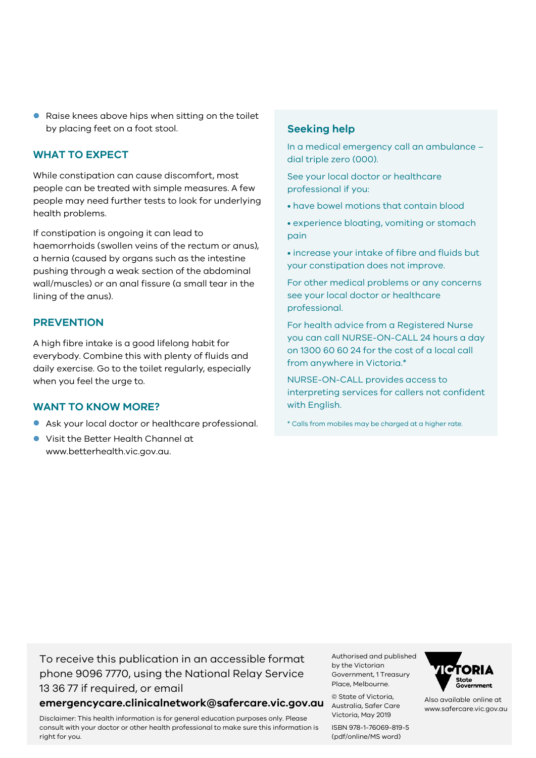- Raise knees above hips when sitting on the toilet by placing feet on a foot stool.

## WHAT TO EXPECT

While constipation can cause discomfort, most people can be treated with simple measures. A few people may need further tests to look for underlying health problems.

If constipation is ongoing it can lead to haemorrhoids (swollen veins of the rectum or anus), a hernia (caused by organs such as the intestine pushing through a weak section of the abdominal wall/muscles) or an anal fissure (a small tear in the lining of the anus).

## PREVENTION

A high fibre intake is a good lifelong habit for everybody. Combine this with plenty of fluids and daily exercise. Go to the toilet regularly, especially when you feel the urge to.

## WANT TO KNOW MORE?

- Ask your local doctor or healthcare professional.
- Visit the Better Health Channel at www.betterhealth.vic.gov.au.

## Seeking help

In a medical emergency call an ambulance – dial triple zero (000).

See your local doctor or healthcare professional if you:

- have bowel motions that contain blood
- experience bloating, vomiting or stomach pain
- increase your intake of fibre and fluids but your constipation does not improve.

For other medical problems or any concerns see your local doctor or healthcare professional.

For health advice from a Registered Nurse you can call NURSE-ON-CALL 24 hours a day on 1300 60 60 24 for the cost of a local call from anywhere in Victoria.*

NURSE-ON-CALL provides access to interpreting services for callers not confident with English.

* Calls from mobiles may be charged at a higher rate.

To receive this publication in an accessible format phone 9096 7770, using the National Relay Service 13 36 77 if required, or email **emergencycare.clinicalnetwork@safercare.vic.gov.au**

Disclaimer: This health information is for general education purposes only. Please consult with your doctor or other health professional to make sure this information is right for you.

Authorised and published by the Victorian Government, 1 Treasury Place, Melbourne.

© State of Victoria, Australia, Safer Care Victoria, May 2019

ISBN 978-1-76069-819-5 (pdf/online/MS word)

Also available online at www.safercare.vic.gov.au